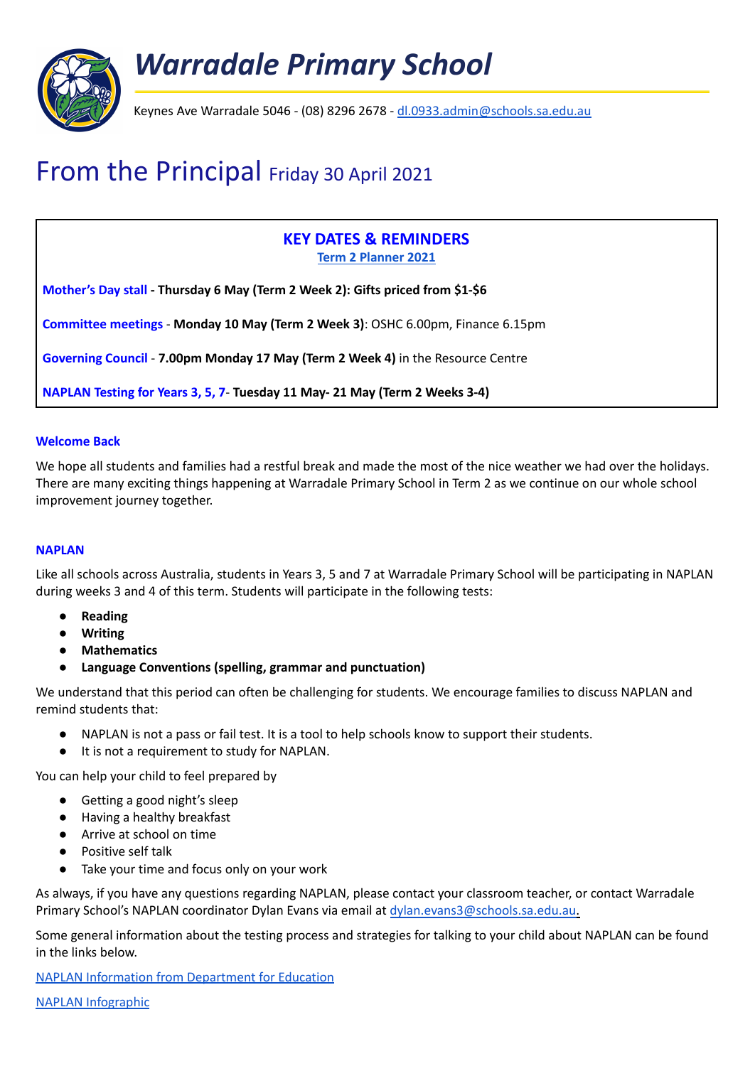# Warradale Primary School

Keynes Ave Warradale 5046 - (08) 8296 2678 - dl.0933.admin@schools.sa.edu.au

# From the Principal Friday 30 April 2021

## KEY DATES & REMINDERS

**Term 2 Planner 2021**

**Mother's Day stall - Thursday 6 May (Term 2 Week 2): Gifts priced from $1-$6**

**Committee meetings** - **Monday 10 May (Term 2 Week 3)**: OSHC 6.00pm, Finance 6.15pm

**Governing Council** - **7.00pm Monday 17 May (Term 2 Week 4)** in the Resource Centre

**NAPLAN Testing for Years 3, 5, 7- Tuesday 11 May- 21 May (Term 2 Weeks 3-4)**

### Welcome Back

We hope all students and families had a restful break and made the most of the nice weather we had over the holidays. There are many exciting things happening at Warradale Primary School in Term 2 as we continue on our whole school improvement journey together.

### NAPLAN

Like all schools across Australia, students in Years 3, 5 and 7 at Warradale Primary School will be participating in NAPLAN during weeks 3 and 4 of this term. Students will participate in the following tests:

- **Reading**
- **Writing**
- **Mathematics**
- **Language Conventions (spelling, grammar and punctuation)**

We understand that this period can often be challenging for students. We encourage families to discuss NAPLAN and remind students that:

- NAPLAN is not a pass or fail test. It is a tool to help schools know to support their students.
- It is not a requirement to study for NAPLAN.

You can help your child to feel prepared by

- Getting a good night's sleep
- Having a healthy breakfast
- Arrive at school on time
- Positive self talk
- Take your time and focus only on your work

As always, if you have any questions regarding NAPLAN, please contact your classroom teacher, or contact Warradale Primary School's NAPLAN coordinator Dylan Evans via email at dylan.evans3@schools.sa.edu.au.

Some general information about the testing process and strategies for talking to your child about NAPLAN can be found in the links below.

NAPLAN Information from Department for Education

NAPLAN Infographic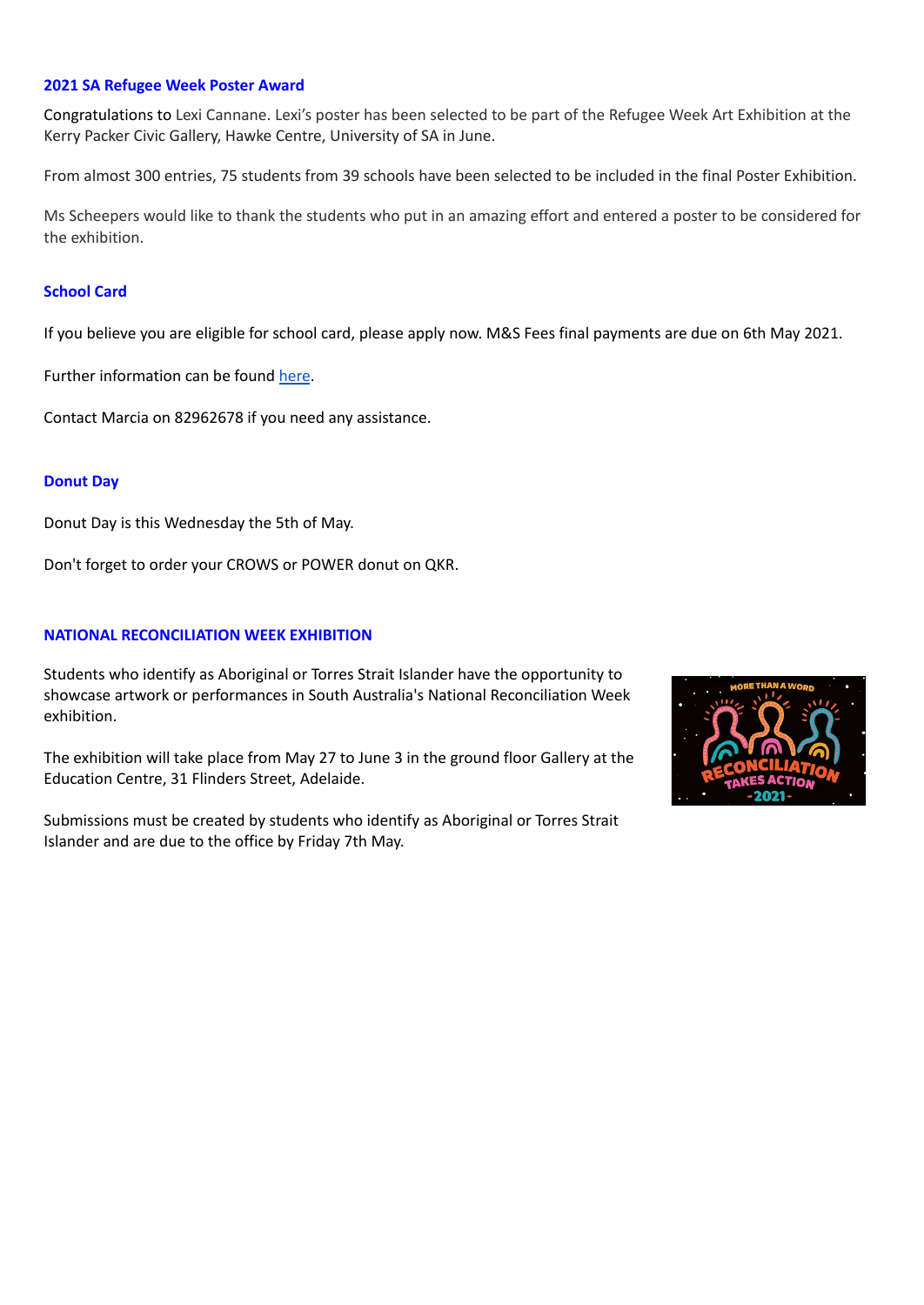### 2021 SA Refugee Week Poster Award

Congratulations to Lexi Cannane. Lexi's poster has been selected to be part of the Refugee Week Art Exhibition at the Kerry Packer Civic Gallery, Hawke Centre, University of SA in June.

From almost 300 entries, 75 students from 39 schools have been selected to be included in the final Poster Exhibition.

Ms Scheepers would like to thank the students who put in an amazing effort and entered a poster to be considered for the exhibition.

### School Card

If you believe you are eligible for school card, please apply now. M&S Fees final payments are due on 6th May 2021.

Further information can be found [here](#).

Contact Marcia on 82962678 if you need any assistance.

### Donut Day

Donut Day is this Wednesday the 5th of May.

Don't forget to order your CROWS or POWER donut on QKR.

### NATIONAL RECONCILIATION WEEK EXHIBITION

Students who identify as Aboriginal or Torres Strait Islander have the opportunity to showcase artwork or performances in South Australia's National Reconciliation Week exhibition.

The exhibition will take place from May 27 to June 3 in the ground floor Gallery at the Education Centre, 31 Flinders Street, Adelaide.

Submissions must be created by students who identify as Aboriginal or Torres Strait Islander and are due to the office by Friday 7th May.